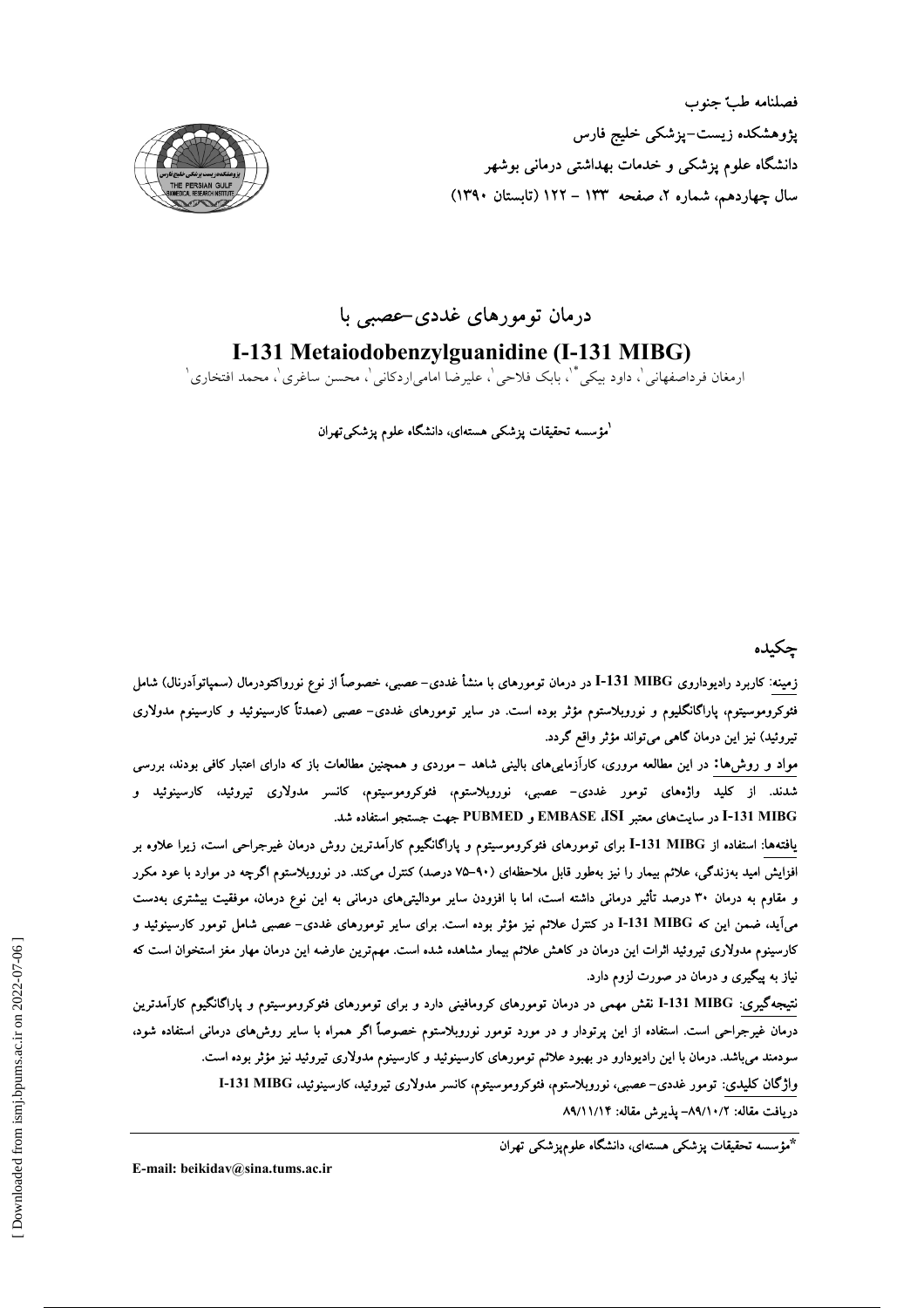فصلنامه طبّ جنوب
پژوهشکده زیست-پزشکی خلیج فارس
دانشگاه علوم پزشکی و خدمات بهداشتی درمانی بوشهر
سال چهاردهم، شماره ۲، صفحه ۱۳۳ - ۱۲۲ (تابستان ۱۳۹۰)

# درمان تومورهای غددی-عصبی با
# I-131 Metaiodobenzylguanidine (I-131 MIBG)

ارمغان فرداصفهانی[1]، داود بیکی*[1]، بابک فلاحی[1]، علیرضا امامی‌اردکانی[1]، محسن ساغری[1]، محمد افتخاری[1]

[1]مؤسسه تحقیقات پزشکی هسته‌ای، دانشگاه علوم پزشکی‌تهران

## چکیده

<u>زمینه</u>: کاربرد رادیوداروی I-131 MIBG در درمان تومورهای با منشأ غددی- عصبی، خصوصاً از نوع نورواکتودرمال (سمپاتوآدرنال) شامل فئوکروموسیتوم، پاراگانگلیوم و نوروبلاستوم مؤثر بوده است. در سایر تومورهای غددی- عصبی (عمدتاً کارسینوئید و کارسینوم مدولاری تیروئید) نیز این درمان گاهی می‌تواند مؤثر واقع گردد.

<u>مواد و روش‌ها:</u> در این مطالعه مروری، کارآزمایی‌های بالینی شاهد - موردی و همچنین مطالعات باز که دارای اعتبار کافی بودند، بررسی شدند. از کلید واژه‌های تومور غددی- عصبی، نوروبلاستوم، فئوکروموسیتوم، کانسر مدولاری تیروئید، کارسینوئید و I-131 MIBG در سایت‌های معتبر EMBASE ،ISI و PUBMED جهت جستجو استفاده شد.

<u>یافته‌ها</u>: استفاده از I-131 MIBG برای تومورهای فئوکروموسیتوم و پاراگانگیوم کارآمدترین روش درمان غیرجراحی است، زیرا علاوه بر افزایش امید به‌زندگی، علائم بیمار را نیز به‌طور قابل ملاحظه‌ای (۹۰-۷۵ درصد) کنترل می‌کند. در نوروبلاستوم اگرچه در موارد با عود مکرر و مقاوم به درمان ۳۰ درصد تأثیر درمانی داشته است، اما با افزودن سایر مودالیتی‌های درمانی به این نوع درمان، موفقیت بیشتری به‌دست می‌آید، ضمن این که I-131 MIBG در کنترل علائم نیز مؤثر بوده است. برای سایر تومورهای غددی- عصبی شامل تومور کارسینوئید و کارسینوم مدولاری تیروئید اثرات این درمان در کاهش علائم بیمار مشاهده شده است. مهم‌ترین عارضه این درمان مهار مغز استخوان است که نیاز به پیگیری و درمان در صورت لزوم دارد.

<u>نتیجه‌گیری</u>: I-131 MIBG نقش مهمی در درمان تومورهای کرومافینی دارد و برای تومورهای فئوکروموسیتوم و پاراگانگیوم کارآمدترین درمان غیرجراحی است. استفاده از این پرتودار و در مورد تومور نوروبلاستوم خصوصاً اگر همراه با سایر روش‌های درمانی استفاده شود، سودمند می‌باشد. درمان با این رادیودارو در بهبود علائم تومورهای کارسینوئید و کارسینوم مدولاری تیروئید نیز مؤثر بوده است.

<u>واژگان کلیدی</u>: تومور غددی- عصبی، نوروبلاستوم، فئوکروموسیتوم، کانسر مدولاری تیروئید، کارسینوئید، I-131 MIBG

دریافت مقاله: ۸۹/۱۰/۲- پذیرش مقاله: ۸۹/۱۱/۱۴

*مؤسسه تحقیقات پزشکی هسته‌ای، دانشگاه علوم‌پزشکی تهران

E-mail: beikidav@sina.tums.ac.ir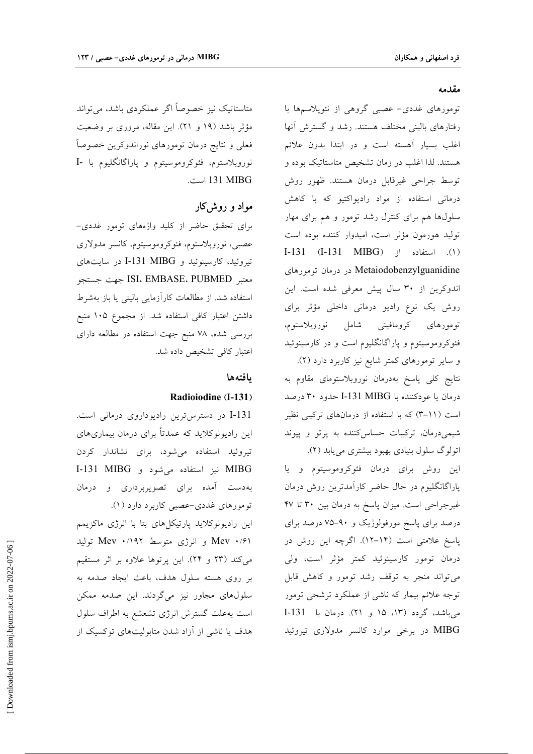## مقدمه

تومورهای غددی- عصبی گروهی از نئوپلاسم‌ها با رفتارهای بالینی مختلف هستند. رشد و گسترش آنها اغلب بسیار آهسته است و در ابتدا بدون علائم هستند. لذا اغلب در زمان تشخیص متاستاتیک بوده و توسط جراحی غیرقابل درمان هستند. ظهور روش درمانی استفاده از مواد رادیواکتیو که با کاهش سلول‌ها هم برای کنترل رشد تومور و هم برای مهار تولید هورمون مؤثر است، امیدوار کننده بوده است (۱). استفاده از I-131 (I-131 MIBG) Metaiodobenzylguanidine در درمان تومورهای اندوکرین از ۳۰ سال پیش معرفی شده است. این روش یک نوع رادیو درمانی داخلی مؤثر برای تومورهای کرومافینی شامل نوروبلاستوم، فئوکروموسیتوم و پاراگانگلیوم است و در کارسینوئید و سایر تومورهای کمتر شایع نیز کاربرد دارد (۲).

نتایج کلی پاسخ به‌درمان نوروبلاستومای مقاوم به درمان یا عودکننده با I-131 MIBG حدود ۳۰ درصد است (۱۱-۳) که با استفاده از درمان‌های ترکیبی نظیر شیمی‌درمان، ترکیبات حساس‌کننده به پرتو و پیوند اتولوگ سلول بنیادی بهبود بیشتری می‌یابد (۲).

این روش برای درمان فئوکروموسیتوم و یا پاراگانگلیوم در حال حاضر کارآمدترین روش درمان غیرجراحی است. میزان پاسخ به درمان بین ۳۰ تا ۴۷ درصد برای پاسخ مورفولوژیک و ۹۰-۷۵ درصد برای پاسخ علامتی است (۱۴-۱۲). اگرچه این روش در درمان تومور کارسینوئید کمتر مؤثر است، ولی می‌تواند منجر به توقف رشد تومور و کاهش قابل توجه علائم بیمار که ناشی از عملکرد ترشحی تومور می‌باشد، گردد (۱۳، ۱۵ و ۲۱). درمان با I-131 MIBG در برخی موارد کانسر مدولاری تیروئید متاستاتیک نیز خصوصاً اگر عملکردی باشد، می‌تواند مؤثر باشد (۱۹ و ۲۱). این مقاله، مروری بر وضعیت فعلی و نتایج درمان تومورهای نوراندوکرین خصوصاً نوروبلاستوم، فئوکروموسیتوم و پاراگانگلیوم با I-131 MIBG است.

## مواد و روش‌کار

برای تحقیق حاضر از کلید واژه‌های تومور غددی- عصبی، نوروبلاستوم، فئوکروموسیتوم، کانسر مدولاری تیروئید، کارسینوئید و I-131 MIBG در سایت‌های معتبر PUBMED ،EMBASE ،ISI جهت جستجو استفاده شد. از مطالعات کارآزمایی بالینی یا باز به‌شرط داشتن اعتبار کافی استفاده شد. از مجموع ۱۰۵ منبع بررسی شده، ۷۸ منبع جهت استفاده در مطالعه دارای اعتبار کافی تشخیص داده شد.

## یافته‌ها

### Radioiodine (I-131)

I-131 در دسترس‌ترین رادیوداروی درمانی است. این رادیونوکلاید که عمدتاً برای درمان بیماری‌های تیروئید استفاده می‌شود، برای نشاندار کردن MIBG نیز استفاده می‌شود و I-131 MIBG به‌دست آمده برای تصویربرداری و درمان تومورهای غددی-عصبی کاربرد دارد (۱).

این رادیونوکلاید پارتیکل‌های بتا با انرژی ماکزیمم ۰/۶۱ Mev و انرژی متوسط ۰/۱۹۲ Mev تولید می‌کند (۲۳ و ۲۴). این پرتوها علاوه بر اثر مستقیم بر روی هسته سلول هدف، باعث ایجاد صدمه به سلول‌های مجاور نیز می‌گردند. این صدمه ممکن است به‌علت گسترش انرژی تشعشع به اطراف سلول هدف یا ناشی از آزاد شدن متابولیت‌های توکسیک از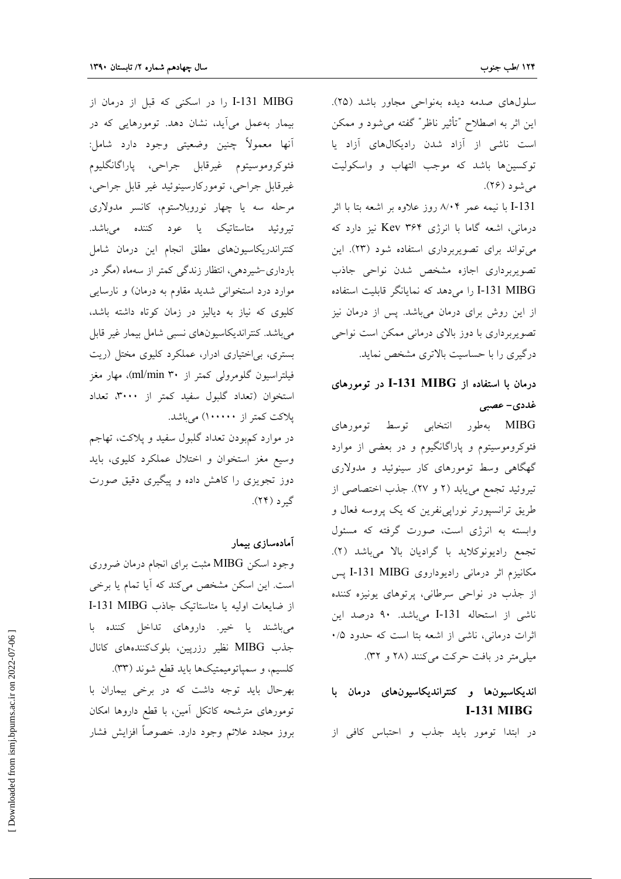سلول‌های صدمه دیده به‌نواحی مجاور باشد (۲۵). این اثر به اصطلاح "تأثیر ناظر" گفته می‌شود و ممکن است ناشی از آزاد شدن رادیکال‌های آزاد یا توکسین‌ها باشد که موجب التهاب و واسکولیت می‌شود (۲۶).

I-131 با نیمه عمر ۸/۰۴ روز علاوه بر اشعه بتا با اثر درمانی، اشعه گاما با انرژی Kev ۳۶۴ نیز دارد که می‌تواند برای تصویربرداری استفاده شود (۲۳). این تصویربرداری اجازه مشخص شدن نواحی جاذب I-131 MIBG را می‌دهد که نمایانگر قابلیت استفاده از این روش برای درمان می‌باشد. پس از درمان نیز تصویربرداری با دوز بالای درمانی ممکن است نواحی درگیری را با حساسیت بالاتری مشخص نماید.

## درمان با استفاده از I-131 MIBG در تومورهای غددی- عصبی

MIBG به‌طور انتخابی توسط تومورهای فئوکروموسیتوم و پاراگانگیوم و در بعضی از موارد گهگاهی وسط تومورهای کار سینوئید و مدولاری تیروئید تجمع می‌یابد (۲ و ۲۷). جذب اختصاصی از طریق ترانسپورتر نوراپی‌نفرین که یک پروسه فعال و وابسته به انرژی است، صورت گرفته که مسئول تجمع رادیونوکلاید با گرادیان بالا می‌باشد (۲). مکانیزم اثر درمانی رادیوداروی I-131 MIBG پس از جذب در نواحی سرطانی، پرتوهای یونیزه کننده ناشی از استحاله I-131 می‌باشد. ۹۰ درصد این اثرات درمانی، ناشی از اشعه بتا است که حدود ۰/۵ میلی‌متر در بافت حرکت می‌کنند (۲۸ و ۳۲).

## اندیکاسیون‌ها و کنتراندیکاسیون‌های درمان با I-131 MIBG

در ابتدا تومور باید جذب و احتباس کافی از I-131 MIBG را در اسکنی که قبل از درمان از بیمار به‌عمل می‌آید، نشان دهد. تومورهایی که در آنها معمولاً چنین وضعیتی وجود دارد شامل: فئوکروموسیتوم غیرقابل جراحی، پاراگانگلیوم غیرقابل جراحی، تومورکارسینوئید غیر قابل جراحی، مرحله سه یا چهار نوروبلاستوم، کانسر مدولاری تیروئید متاستاتیک یا عود کننده می‌باشد. کنتراندیکاسیون‌های مطلق انجام این درمان شامل بارداری-شیردهی، انتظار زندگی کمتر از سه‌ماه (مگر در موارد درد استخوانی شدید مقاوم به درمان) و نارسایی کلیوی که نیاز به دیالیز در زمان کوتاه داشته باشد، می‌باشد. کنتراندیکاسیون‌های نسبی شامل بیمار غیر قابل بستری، بی‌اختیاری ادرار، عملکرد کلیوی مختل (ریت فیلتراسیون گلومرولی کمتر از ۳۰ ml/min)، مهار مغز استخوان (تعداد گلبول سفید کمتر از ۳۰۰۰، تعداد پلاکت کمتر از ۱۰۰۰۰۰) می‌باشد.

در موارد کم‌بودن تعداد گلبول سفید و پلاکت، تهاجم وسیع مغز استخوان و اختلال عملکرد کلیوی، باید دوز تجویزی را کاهش داده و پیگیری دقیق صورت گیرد (۲۴).

## آماده‌سازی بیمار

وجود اسکن MIBG مثبت برای انجام درمان ضروری است. این اسکن مشخص می‌کند که آیا تمام یا برخی از ضایعات اولیه یا متاستاتیک جاذب I-131 MIBG می‌باشند یا خیر. داروهای تداخل کننده با جذب MIBG نظیر رزرپین، بلوک‌کننده‌های کانال کلسیم، و سمپاتومیمتیک‌ها باید قطع شوند (۳۳).

بهرحال باید توجه داشت که در برخی بیماران با تومورهای مترشحه کاتکل آمین، با قطع داروها امکان بروز مجدد علائم وجود دارد. خصوصاً افزایش فشار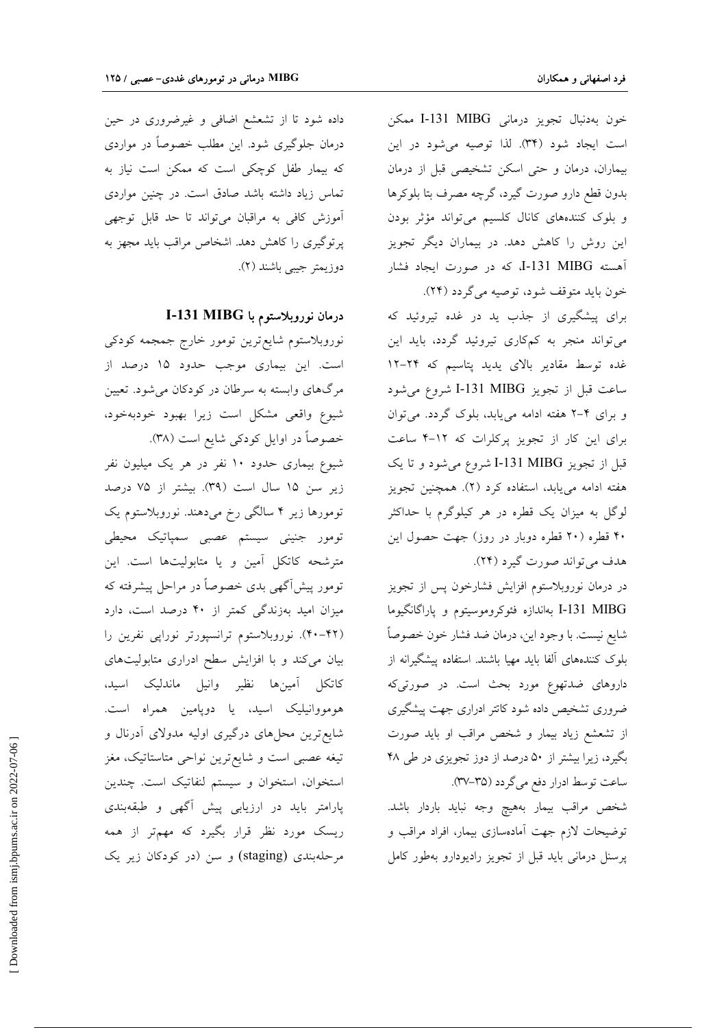خون به‌دنبال تجویز درمانی I-131 MIBG ممکن است ایجاد شود (۳۴). لذا توصیه می‌شود در این بیماران، درمان و حتی اسکن تشخیصی قبل از درمان بدون قطع دارو صورت گیرد، گرچه مصرف بتا بلوکرها و بلوک کننده‌های کانال کلسیم می‌تواند مؤثر بودن این روش را کاهش دهد. در بیماران دیگر تجویز آهسته I-131 MIBG، که در صورت ایجاد فشار خون باید متوقف شود، توصیه می‌گردد (۲۴).

برای پیشگیری از جذب ید در غده تیروئید که می‌تواند منجر به کم‌کاری تیروئید گردد، باید این غده توسط مقادیر بالای یدید پتاسیم که ۲۴-۱۲ ساعت قبل از تجویز I-131 MIBG شروع می‌شود و برای ۴-۲ هفته ادامه می‌یابد، بلوک گردد. می‌توان برای این کار از تجویز پرکلرات که ۱۲-۴ ساعت قبل از تجویز I-131 MIBG شروع می‌شود و تا یک هفته ادامه می‌یابد، استفاده کرد (۲). همچنین تجویز لوگل به میزان یک قطره در هر کیلوگرم با حداکثر ۴۰ قطره (۲۰ قطره دوبار در روز) جهت حصول این هدف می‌تواند صورت گیرد (۲۴).

در درمان نوروبلاستوم افزایش فشارخون پس از تجویز I-131 MIBG به‌اندازه فئوکروموسیتوم و پاراگانگیوما شایع نیست. با وجود این، درمان ضد فشار خون خصوصاً بلوک کننده‌های آلفا باید مهیا باشند. استفاده پیشگیرانه از داروهای ضدتهوع مورد بحث است. در صورتی‌که ضروری تشخیص داده شود کاتتر ادراری جهت پیشگیری از تشعشع زیاد بیمار و شخص مراقب او باید صورت بگیرد، زیرا بیشتر از ۵۰ درصد از دوز تجویزی در طی ۴۸ ساعت توسط ادرار دفع می‌گردد (۳۷-۳۵).

شخص مراقب بیمار به‌هیچ وجه نباید باردار باشد. توضیحات لازم جهت آماده‌سازی بیمار، افراد مراقب و پرسنل درمانی باید قبل از تجویز رادیودارو به‌طور کامل داده شود تا از تشعشع اضافی و غیرضروری در حین درمان جلوگیری شود. این مطلب خصوصاً در مواردی که بیمار طفل کوچکی است که ممکن است نیاز به تماس زیاد داشته باشد صادق است. در چنین مواردی آموزش کافی به مراقبان می‌تواند تا حد قابل توجهی پرتوگیری را کاهش دهد. اشخاص مراقب باید مجهز به دوزیمتر جیبی باشند (۲).

## درمان نوروبلاستوم با I-131 MIBG

نوروبلاستوم شایع‌ترین تومور خارج جمجمه کودکی است. این بیماری موجب حدود ۱۵ درصد از مرگ‌های وابسته به سرطان در کودکان می‌شود. تعیین شیوع واقعی مشکل است زیرا بهبود خودبه‌خود، خصوصاً در اوایل کودکی شایع است (۳۸).

شیوع بیماری حدود ۱۰ نفر در هر یک میلیون نفر زیر سن ۱۵ سال است (۳۹). بیشتر از ۷۵ درصد تومورها زیر ۴ سالگی رخ می‌دهند. نوروبلاستوم یک تومور جنینی سیستم عصبی سمپاتیک محیطی مترشحه کاتکل آمین و یا متابولیت‌ها است. این تومور پیش‌آگهی بدی خصوصاً در مراحل پیشرفته که میزان امید به‌زندگی کمتر از ۴۰ درصد است، دارد (۴۲-۴۰). نوروبلاستوم ترانسپورتر نوراپی نفرین را بیان می‌کند و با افزایش سطح ادراری متابولیت‌های کاتکل آمین‌ها نظیر وانیل ماندلیک اسید، هوموووانیلیک اسید، یا دوپامین همراه است. شایع‌ترین محل‌های درگیری اولیه مدولای آدرنال و تیغه عصبی است و شایع‌ترین نواحی متاستاتیک، مغز استخوان، استخوان و سیستم لنفاتیک است. چندین پارامتر باید در ارزیابی پیش آگهی و طبقه‌بندی ریسک مورد نظر قرار بگیرد که مهم‌تر از همه مرحله‌بندی (staging) و سن (در کودکان زیر یک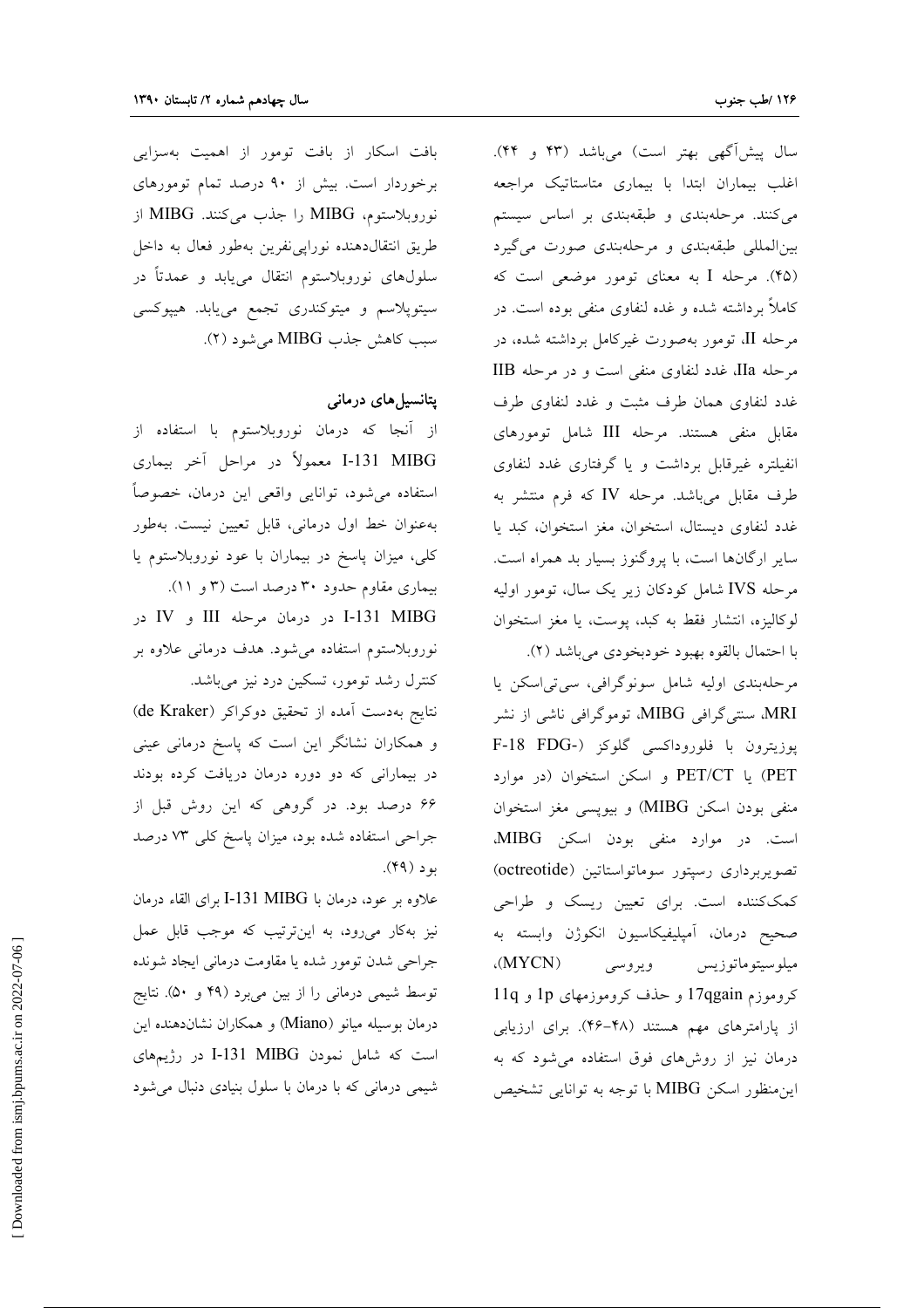سال پیش‌آگهی بهتر است) می‌باشد (۴۳ و ۴۴). اغلب بیماران ابتدا با بیماری متاستاتیک مراجعه می‌کنند. مرحله‌بندی و طبقه‌بندی بر اساس سیستم بین‌المللی طبقه‌بندی و مرحله‌بندی صورت می‌گیرد (۴۵). مرحله I به معنای تومور موضعی است که کاملاً برداشته شده و غده لنفاوی منفی بوده است. در مرحله II، تومور به‌صورت غیرکامل برداشته شده، در مرحله IIa، غدد لنفاوی منفی است و در مرحله IIB غدد لنفاوی همان طرف مثبت و غدد لنفاوی طرف مقابل منفی هستند. مرحله III شامل تومورهای انفیلتره غیرقابل برداشت و یا گرفتاری غدد لنفاوی طرف مقابل می‌باشد. مرحله IV که فرم منتشر به غدد لنفاوی دیستال، استخوان، مغز استخوان، کبد یا سایر ارگان‌ها است، با پروگنوز بسیار بد همراه است. مرحله IVS شامل کودکان زیر یک سال، تومور اولیه لوکالیزه، انتشار فقط به کبد، پوست، یا مغز استخوان با احتمال بالقوه بهبود خودبخودی می‌باشد (۲).

مرحله‌بندی اولیه شامل سونوگرافی، سی‌تی‌اسکن یا MRI، سنتی‌گرافی MIBG، توموگرافی ناشی از نشر پوزیترون با فلورواکسی گلوکز (-F-18 FDG PET) یا PET/CT و اسکن استخوان (در موارد منفی بودن اسکن MIBG) و بیوپسی مغز استخوان است. در موارد منفی بودن اسکن MIBG، تصویربرداری رسپتور سوماتواستاتین (octreotide) کمک‌کننده است. برای تعیین ریسک و طراحی صحیح درمان، آمپلیفیکاسیون انکوژن وابسته به میلوسیتوماتوزیس ویروسی (MYCN)، کروموزم 17qgain و حذف کروموزمهای 1p و 11q از پارامترهای مهم هستند (۴۸-۴۶). برای ارزیابی درمان نیز از روش‌های فوق استفاده می‌شود که به این‌منظور اسکن MIBG با توجه به توانایی تشخیص بافت اسکار از بافت تومور از اهمیت به‌سزایی برخوردار است. بیش از ۹۰ درصد تمام تومورهای نوروبلاستوم، MIBG را جذب می‌کنند. MIBG از طریق انتقال‌دهنده نوراپی‌نفرین به‌طور فعال به داخل سلول‌های نوروبلاستوم انتقال می‌یابد و عمدتاً در سیتوپلاسم و میتوکندری تجمع می‌یابد. هیپوکسی سبب کاهش جذب MIBG می‌شود (۲).

## پتانسیل‌های درمانی

از آنجا که درمان نوروبلاستوم با استفاده از I-131 MIBG معمولاً در مراحل آخر بیماری استفاده می‌شود، توانایی واقعی این درمان، خصوصاً به‌عنوان خط اول درمانی، قابل تعیین نیست. به‌طور کلی، میزان پاسخ در بیماران با عود نوروبلاستوم یا بیماری مقاوم حدود ۳۰ درصد است (۳ و ۱۱).

I-131 MIBG در درمان مرحله III و IV در نوروبلاستوم استفاده می‌شود. هدف درمانی علاوه بر کنترل رشد تومور، تسکین درد نیز می‌باشد.

نتایج به‌دست آمده از تحقیق دوکراکر (de Kraker) و همکاران نشانگر این است که پاسخ درمانی عینی در بیمارانی که دو دوره درمان دریافت کرده بودند ۶۶ درصد بود. در گروهی که این روش قبل از جراحی استفاده شده بود، میزان پاسخ کلی ۷۳ درصد بود (۴۹).

علاوه بر عود، درمان با I-131 MIBG برای القاء درمان نیز به‌کار می‌رود، به این‌ترتیب که موجب قابل عمل جراحی شدن تومور شده یا مقاومت درمانی ایجاد شونده توسط شیمی درمانی را از بین می‌برد (۴۹ و ۵۰). نتایج درمان بوسیله میانو (Miano) و همکاران نشان‌دهنده این است که شامل نمودن I-131 MIBG در رژیم‌های شیمی درمانی که با درمان با سلول بنیادی دنبال می‌شود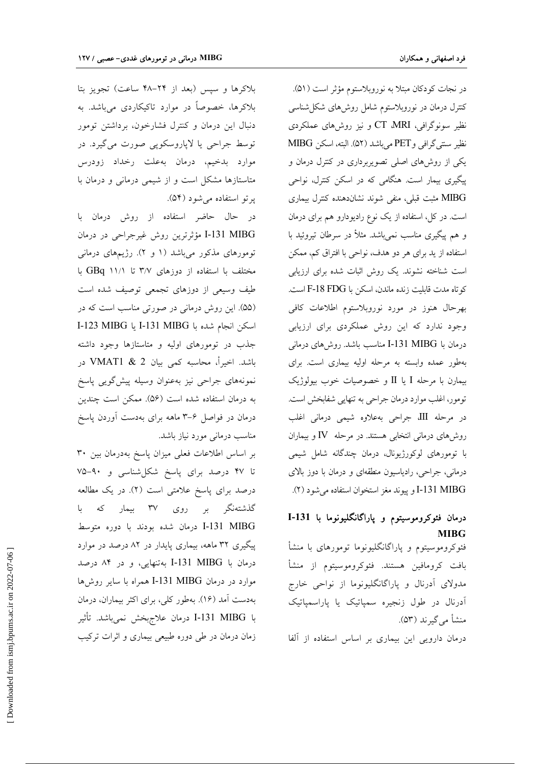در نجات کودکان مبتلا به نوروبلاستوم مؤثر است (۵۱). کنترل درمان در نوروبلاستوم شامل روش‌های شکل‌شناسی نظیر سونوگرافی، MRI، CT و نیز روش‌های عملکردی نظیر سنتی‌گرافی و PET می‌باشد (۵۲). البته، اسکن MIBG یکی از روش‌های اصلی تصویربرداری در کنترل درمان و پیگیری بیمار است. هنگامی که در اسکن کنترل، نواحی MIBG مثبت قبلی، منفی شوند نشان‌دهنده کنترل بیماری است. در کل، استفاده از یک نوع رادیودارو هم برای درمان و هم پیگیری مناسب نمی‌باشد. مثلاً در سرطان تیروئید با استفاده از ید برای هر دو هدف، نواحی با افتراق کم، ممکن است شناخته نشوند. یک روش اثبات شده برای ارزیابی کوتاه مدت قابلیت زنده ماندن، اسکن با F-18 FDG است. بهرحال هنوز در مورد نوروبلاستوم اطلاعات کافی وجود ندارد که این روش عملکردی برای ارزیابی درمان با I-131 MIBG مناسب باشد. روش‌های درمانی به‌طور عمده وابسته به مرحله اولیه بیماری است. برای بیمارن با مرحله I یا II و خصوصیات خوب بیولوژیک تومور، اغلب موارد درمان جراحی به تنهایی شفابخش است. در مرحله III، جراحی به‌علاوه شیمی درمانی اغلب روش‌های درمانی انتخابی هستند. در مرحله IV و بیماران با تومورهای لوکورژیونال، درمان چندگانه شامل شیمی درمانی، جراحی، رادیاسیون منطقه‌ای و درمان با دوز بالای I-131 MIBG و پیوند مغز استخوان استفاده می‌شود (۲).

## درمان فئوکروموسیتوم و پاراگانگلیونوما با I-131 MIBG

فئوکروموسیتوم و پاراگانگلیونوما تومورهای با منشأ بافت کرومافین هستند. فئوکروموسیتوم از منشأ مدولای آدرنال و پاراگانگلیونوما از نواحی خارج آدرنال در طول زنجیره سمپاتیک یا پاراسمپاتیک منشأ می‌گیرند (۵۳).

درمان دارویی این بیماری بر اساس استفاده از آلفا بلاکرها و سپس (بعد از ۲۴–۴۸ ساعت) تجویز بتا بلاکرها، خصوصاً در موارد تاکیکاردی می‌باشد. به دنبال این درمان و کنترل فشارخون، برداشتن تومور توسط جراحی یا لاپاروسکوپی صورت می‌گیرد. در موارد بدخیم، درمان به‌علت رخداد زودرس متاستازها مشکل است و از شیمی درمانی و درمان با پرتو استفاده می‌شود (۵۴).

در حال حاضر استفاده از روش درمان با I-131 MIBG مؤثرترین روش غیرجراحی در درمان تومورهای مذکور می‌باشد (۱ و ۲). رژیم‌های درمانی مختلف با استفاده از دوزهای ۳/۷ تا ۱۱/۱ GBq با طیف وسیعی از دوزهای تجمعی توصیف شده است (۵۵). این روش درمانی در صورتی مناسب است که در اسکن انجام شده با I-131 MIBG یا I-123 MIBG جذب در تومورهای اولیه و متاستازها وجود داشته باشد. اخیراً، محاسبه کمی بیان VMAT1 & 2 در نمونه‌های جراحی نیز به‌عنوان وسیله پیش‌گویی پاسخ به درمان استفاده شده است (۵۶). ممکن است چندین درمان در فواصل ۶–۳ ماهه برای به‌دست آوردن پاسخ مناسب درمانی مورد نیاز باشد.

بر اساس اطلاعات فعلی میزان پاسخ به‌درمان بین ۳۰ تا ۴۷ درصد برای پاسخ شکل‌شناسی و ۹۰–۷۵ درصد برای پاسخ علامتی است (۲). در یک مطالعه گذشته‌نگر بر روی ۳۷ بیمار که با I-131 MIBG درمان شده بودند با دوره متوسط پیگیری ۳۲ ماهه، بیماری پایدار در ۸۲ درصد در موارد درمان با I-131 MIBG به‌تنهایی، و در ۸۴ درصد موارد در درمان I-131 MIBG همراه با سایر روش‌ها به‌دست آمد (۱۶). به‌طور کلی، برای اکثر بیماران، درمان با I-131 MIBG درمان علاج‌بخش نمی‌باشد. تأثیر زمان درمان در طی دوره طبیعی بیماری و اثرات ترکیب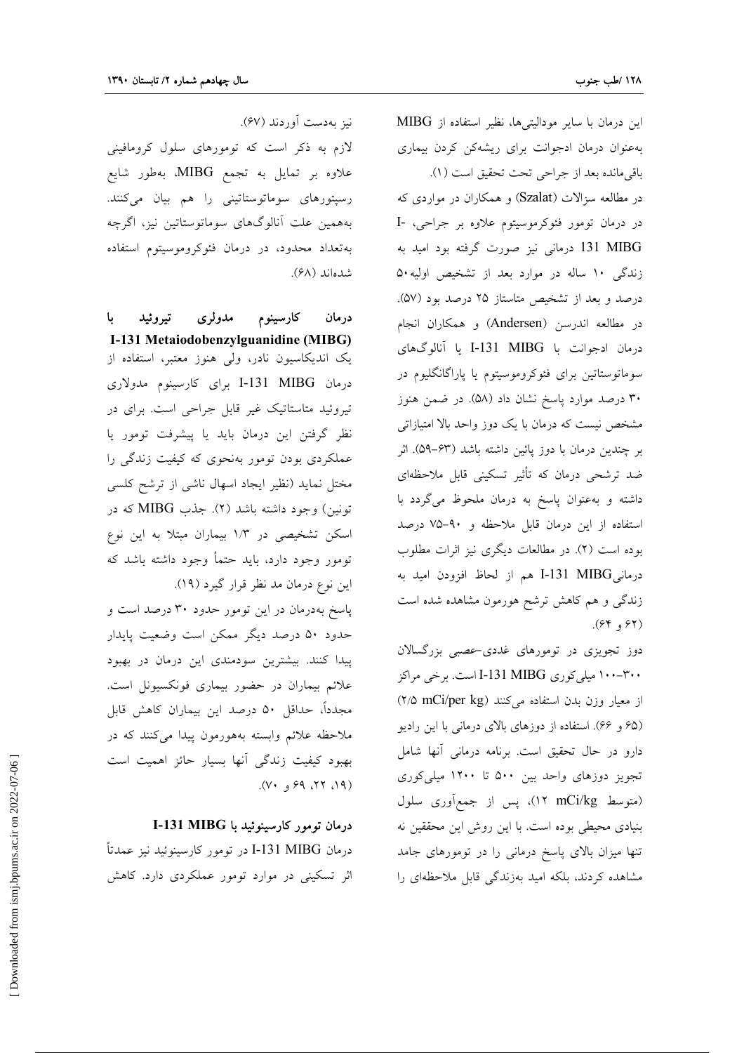این درمان با سایر مودالیتی‌ها، نظیر استفاده از MIBG به‌عنوان درمان ادجوانت برای ریشه‌کن کردن بیماری باقی‌مانده بعد از جراحی تحت تحقیق است (۱).

در مطالعه سزالات (Szalat) و همکاران در مواردی که در درمان تومور فئوکروموسیتوم علاوه بر جراحی، I-131 MIBG درمانی نیز صورت گرفته بود امید به زندگی ۱۰ ساله در موارد بعد از تشخیص اولیه ۵۰ درصد و بعد از تشخیص متاستاز ۲۵ درصد بود (۵۷). در مطالعه اندرسن (Andersen) و همکاران انجام درمان ادجوانت با I-131 MIBG یا آنالوگ‌های سوماتوستاتین برای فئوکروموسیتوم یا پاراگانگلیوم در ۳۰ درصد موارد پاسخ نشان داد (۵۸). در ضمن هنوز مشخص نیست که درمان با یک دوز واحد بالا امتیازاتی بر چندین درمان با دوز پائین داشته باشد (۶۳-۵۹). اثر ضد ترشحی درمان که تأثیر تسکینی قابل ملاحظه‌ای داشته و به‌عنوان پاسخ به درمان ملحوظ می‌گردد با استفاده از این درمان قابل ملاحظه و ۹۰-۷۵ درصد بوده است (۲). در مطالعات دیگری نیز اثرات مطلوب درمانیI-131 MIBG هم از لحاظ افزودن امید به زندگی و هم کاهش ترشح هورمون مشاهده شده است (۶۲ و ۶۴).

دوز تجویزی در تومورهای غددی-عصبی بزرگسالان ۳۰۰-۱۰۰ میلی‌کوری I-131 MIBG است. برخی مراکز از معیار وزن بدن استفاده می‌کنند (۲/۵ mCi/per kg) (۶۵ و ۶۶). استفاده از دوزهای بالای درمانی با این رادیو دارو در حال تحقیق است. برنامه درمانی آنها شامل تجویز دوزهای واحد بین ۵۰۰ تا ۱۲۰۰ میلی‌کوری (متوسط ۱۲ mCi/kg)، پس از جمع‌آوری سلول بنیادی محیطی بوده است. با این روش این محققین نه تنها میزان بالای پاسخ درمانی را در تومورهای جامد مشاهده کردند، بلکه امید به‌زندگی قابل ملاحظه‌ای را نیز به‌دست آوردند (۶۷).

لازم به ذکر است که تومورهای سلول کرومافینی علاوه بر تمایل به تجمع MIBG، به‌طور شایع رسپتورهای سوماتوستاتینی را هم بیان می‌کنند. به‌همین علت آنالوگ‌های سوماتوستاتین نیز، اگرچه به‌تعداد محدود، در درمان فئوکروموسیتوم استفاده شده‌اند (۶۸).

### درمان کارسینوم مدولری تیروئید با I-131 Metaiodobenzylguanidine (MIBG)

یک اندیکاسیون نادر، ولی هنوز معتبر، استفاده از درمان I-131 MIBG برای کارسینوم مدولاری تیروئید متاستاتیک غیر قابل جراحی است. برای در نظر گرفتن این درمان باید یا پیشرفت تومور یا عملکردی بودن تومور به‌نحوی که کیفیت زندگی را مختل نماید (نظیر ایجاد اسهال ناشی از ترشح کلسی تونین) وجود داشته باشد (۲). جذب MIBG که در اسکن تشخیصی در ۱/۳ بیماران مبتلا به این نوع تومور وجود دارد، باید حتماً وجود داشته باشد که این نوع درمان مد نظر قرار گیرد (۱۹).

پاسخ به‌درمان در این تومور حدود ۳۰ درصد است و حدود ۵۰ درصد دیگر ممکن است وضعیت پایدار پیدا کنند. بیشترین سودمندی این درمان در بهبود علائم بیماران در حضور بیماری فونکسیونل است. مجدداً، حداقل ۵۰ درصد این بیماران کاهش قابل ملاحظه علائم وابسته به‌هورمون پیدا می‌کنند که در بهبود کیفیت زندگی آنها بسیار حائز اهمیت است (۱۹، ۲۲، ۶۹ و ۷۰).

### درمان تومور کارسینوئید با I-131 MIBG

درمان I-131 MIBG در تومور کارسینوئید نیز عمدتاً اثر تسکینی در موارد تومور عملکردی دارد. کاهش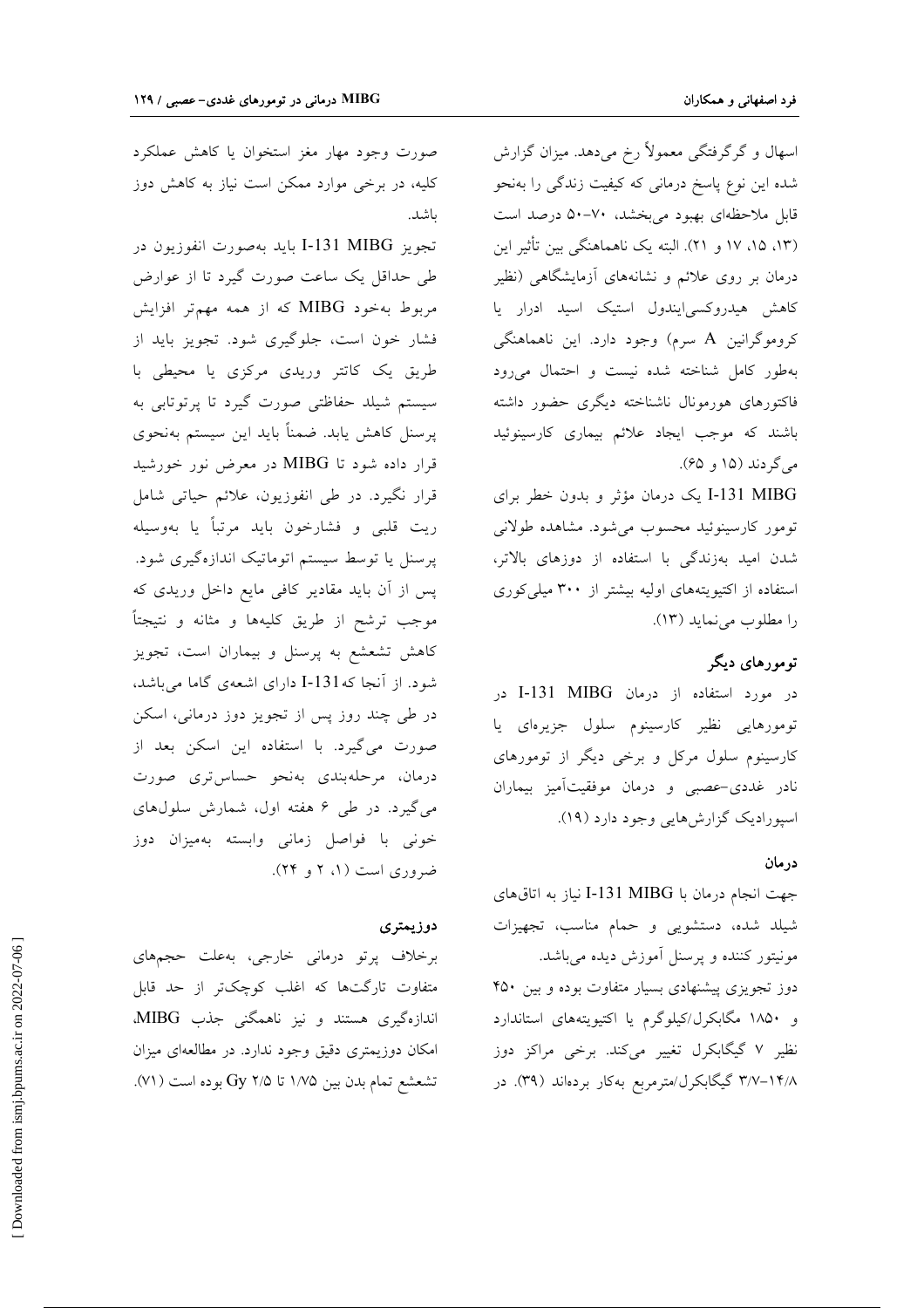اسهال و گرگرفتگی معمولاً رخ می‌دهد. میزان گزارش شده این نوع پاسخ درمانی که کیفیت زندگی را به‌نحو قابل ملاحظه‌ای بهبود می‌بخشد، ۷۰-۵۰ درصد است (۱۳، ۱۵، ۱۷ و ۲۱). البته یک ناهماهنگی بین تأثیر این درمان بر روی علائم و نشانه‌های آزمایشگاهی (نظیر کاهش هیدروکسی‌ایندول استیک اسید ادرار یا کروموگرانین A سرم) وجود دارد. این ناهماهنگی به‌طور کامل شناخته شده نیست و احتمال می‌رود فاکتورهای هورمونال ناشناخته دیگری حضور داشته باشند که موجب ایجاد علائم بیماری کارسینوئید می‌گردند (۱۵ و ۶۵).

I-131 MIBG یک درمان مؤثر و بدون خطر برای تومور کارسینوئید محسوب می‌شود. مشاهده طولانی شدن امید به‌زندگی با استفاده از دوزهای بالاتر، استفاده از اکتیویته‌های اولیه بیشتر از ۳۰۰ میلی‌کوری را مطلوب می‌نماید (۱۳).

## تومورهای دیگر

در مورد استفاده از درمان I-131 MIBG در تومورهایی نظیر کارسینوم سلول جزیره‌ای یا کارسینوم سلول مرکل و برخی دیگر از تومورهای نادر غددی-عصبی و درمان موفقیت‌آمیز بیماران اسپورادیک گزارش‌هایی وجود دارد (۱۹).

## درمان

جهت انجام درمان با I-131 MIBG نیاز به اتاق‌های شیلد شده، دستشویی و حمام مناسب، تجهیزات مونیتور کننده و پرسنل آموزش دیده می‌باشد.

دوز تجویزی پیشنهادی بسیار متفاوت بوده و بین ۴۵۰ و ۱۸۵۰ مگابکرل/کیلوگرم یا اکتیویته‌های استاندارد نظیر ۷ گیگابکرل تغییر می‌کند. برخی مراکز دوز ۱۴/۸-۳/۷ گیگابکرل/مترمربع به‌کار برده‌اند (۳۹). در صورت وجود مهار مغز استخوان یا کاهش عملکرد کلیه، در برخی موارد ممکن است نیاز به کاهش دوز باشد.

تجویز I-131 MIBG باید به‌صورت انفوزیون در طی حداقل یک ساعت صورت گیرد تا از عوارض مربوط به‌خود MIBG که از همه مهم‌تر افزایش فشار خون است، جلوگیری شود. تجویز باید از طریق یک کاتتر وریدی مرکزی یا محیطی با سیستم شیلد حفاظتی صورت گیرد تا پرتوتابی به پرسنل کاهش یابد. ضمناً باید این سیستم به‌نحوی قرار داده شود تا MIBG در معرض نور خورشید قرار نگیرد. در طی انفوزیون، علائم حیاتی شامل ریت قلبی و فشارخون باید مرتباً یا به‌وسیله پرسنل یا توسط سیستم اتوماتیک اندازه‌گیری شود. پس از آن باید مقادیر کافی مایع داخل وریدی که موجب ترشح از طریق کلیه‌ها و مثانه و نتیجتاً کاهش تشعشع به پرسنل و بیماران است، تجویز شود. از آنجا که I-131 دارای اشعه‌ی گاما می‌باشد، در طی چند روز پس از تجویز دوز درمانی، اسکن صورت می‌گیرد. با استفاده این اسکن بعد از درمان، مرحله‌بندی به‌نحو حساس‌تری صورت می‌گیرد. در طی ۶ هفته اول، شمارش سلول‌های خونی با فواصل زمانی وابسته به‌میزان دوز ضروری است (۱، ۲ و ۲۴).

## دوزیمتری

برخلاف پرتو درمانی خارجی، به‌علت حجم‌های متفاوت تارگت‌ها که اغلب کوچک‌تر از حد قابل اندازه‌گیری هستند و نیز ناهمگنی جذب MIBG، امکان دوزیمتری دقیق وجود ندارد. در مطالعه‌ای میزان تشعشع تمام بدن بین ۱/۷۵ تا ۲/۵ Gy بوده است (۷۱).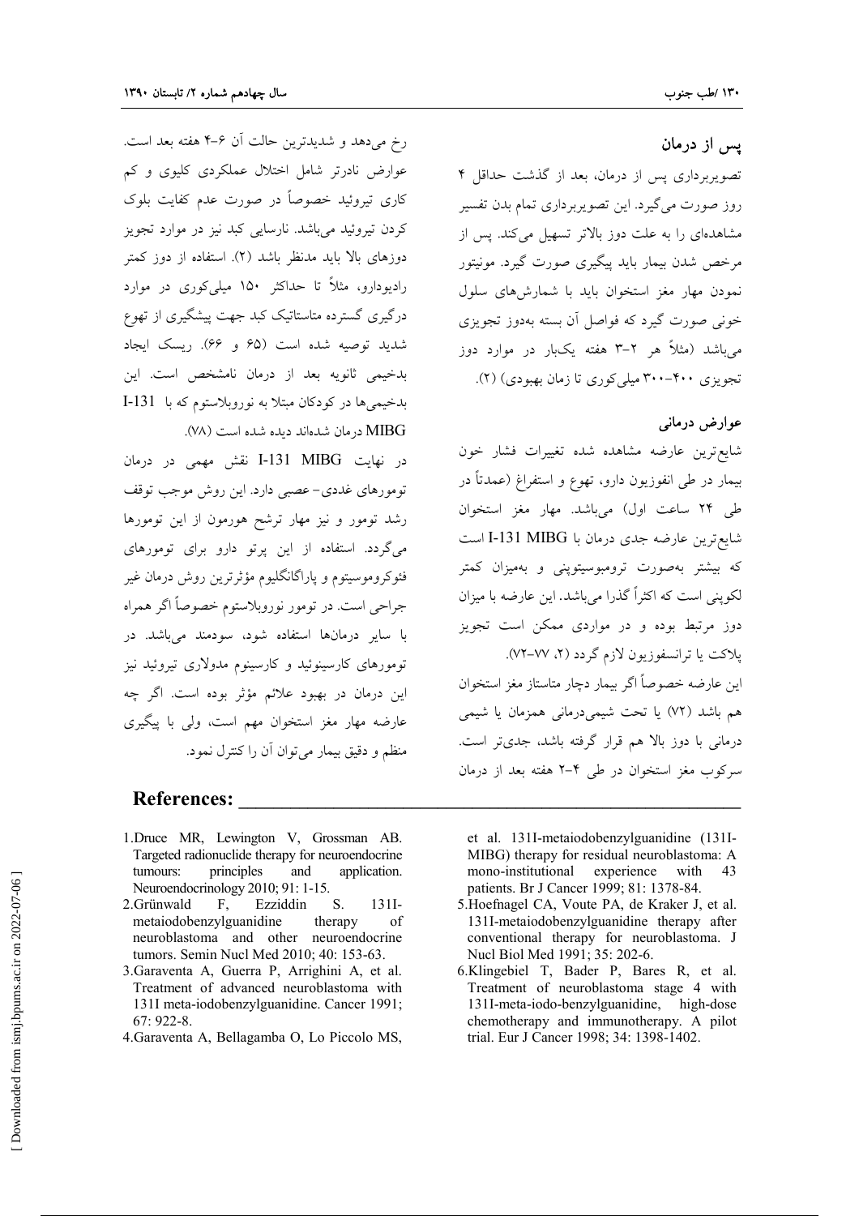## پس از درمان

تصویربرداری پس از درمان، بعد از گذشت حداقل ۴ روز صورت می‌گیرد. این تصویربرداری تمام بدن تفسیر مشاهده‌ای را به علت دوز بالاتر تسهیل می‌کند. پس از مرخص شدن بیمار باید پیگیری صورت گیرد. مونیتور نمودن مهار مغز استخوان باید با شمارش‌های سلول خونی صورت گیرد که فواصل آن بسته به‌دوز تجویزی می‌باشد (مثلاً هر ۳-۲ هفته یک‌بار در موارد دوز تجویزی ۴۰۰-۳۰۰ میلی‌کوری تا زمان بهبودی) (۲).

## عوارض درمانی

شایع‌ترین عارضه مشاهده شده تغییرات فشار خون بیمار در طی انفوزیون دارو، تهوع و استفراغ (عمدتاً در طی ۲۴ ساعت اول) می‌باشد. مهار مغز استخوان شایع‌ترین عارضه جدی درمان با I-131 MIBG است که بیشتر به‌صورت ترومبوسیتوپنی و به‌میزان کمتر لکوپنی است که اکثراً گذرا می‌باشد. این عارضه با میزان دوز مرتبط بوده و در مواردی ممکن است تجویز پلاکت یا ترانسفوزیون لازم گردد (۲، ۷۷-۷۲).

این عارضه خصوصاً اگر بیمار دچار متاستاز مغز استخوان هم باشد (۷۲) یا تحت شیمی‌درمانی همزمان یا شیمی درمانی با دوز بالا هم قرار گرفته باشد، جدی‌تر است. سرکوب مغز استخوان در طی ۴-۲ هفته بعد از درمان رخ می‌دهد و شدیدترین حالت آن ۶-۴ هفته بعد است. عوارض نادرتر شامل اختلال عملکردی کلیوی و کم کاری تیروئید خصوصاً در صورت عدم کفایت بلوک کردن تیروئید می‌باشد. نارسایی کبد نیز در موارد تجویز دوزهای بالا باید مدنظر باشد (۲). استفاده از دوز کمتر رادیودارو، مثلاً تا حداکثر ۱۵۰ میلی‌کوری در موارد درگیری گسترده متاستاتیک کبد جهت پیشگیری از تهوع شدید توصیه شده است (۶۵ و ۶۶). ریسک ایجاد بدخیمی ثانویه بعد از درمان نامشخص است. این بدخیمی‌ها در کودکان مبتلا به نوروبلاستوم که با I-131 MIBG درمان شده‌اند دیده شده است (۷۸).

در نهایت I-131 MIBG نقش مهمی در درمان تومورهای غددی- عصبی دارد. این روش موجب توقف رشد تومور و نیز مهار ترشح هورمون از این تومورها می‌گردد. استفاده از این پرتو دارو برای تومورهای فئوکروموسیتوم و پاراگانگلیوم مؤثرترین روش درمان غیر جراحی است. در تومور نوروبلاستوم خصوصاً اگر همراه با سایر درمان‌ها استفاده شود، سودمند می‌باشد. در تومورهای کارسینوئید و کارسینوم مدولاری تیروئید نیز این درمان در بهبود علائم مؤثر بوده است. اگر چه عارضه مهار مغز استخوان مهم است، ولی با پیگیری منظم و دقیق بیمار می‌توان آن را کنترل نمود.

## References:

1. Druce MR, Lewington V, Grossman AB. Targeted radionuclide therapy for neuroendocrine tumours: principles and application. Neuroendocrinology 2010; 91: 1-15.
2. Grünwald F, Ezziddin S. 131I-metaiodobenzylguanidine therapy of neuroblastoma and other neuroendocrine tumors. Semin Nucl Med 2010; 40: 153-63.
3. Garaventa A, Guerra P, Arrighini A, et al. Treatment of advanced neuroblastoma with 131I meta-iodobenzylguanidine. Cancer 1991; 67: 922-8.
4. Garaventa A, Bellagamba O, Lo Piccolo MS, et al. 131I-metaiodobenzylguanidine (131I-MIBG) therapy for residual neuroblastoma: A mono-institutional experience with 43 patients. Br J Cancer 1999; 81: 1378-84.
5. Hoefnagel CA, Voute PA, de Kraker J, et al. 131I-metaiodobenzylguanidine therapy after conventional therapy for neuroblastoma. J Nucl Biol Med 1991; 35: 202-6.
6. Klingebiel T, Bader P, Bares R, et al. Treatment of neuroblastoma stage 4 with 131I-meta-iodo-benzylguanidine, high-dose chemotherapy and immunotherapy. A pilot trial. Eur J Cancer 1998; 34: 1398-1402.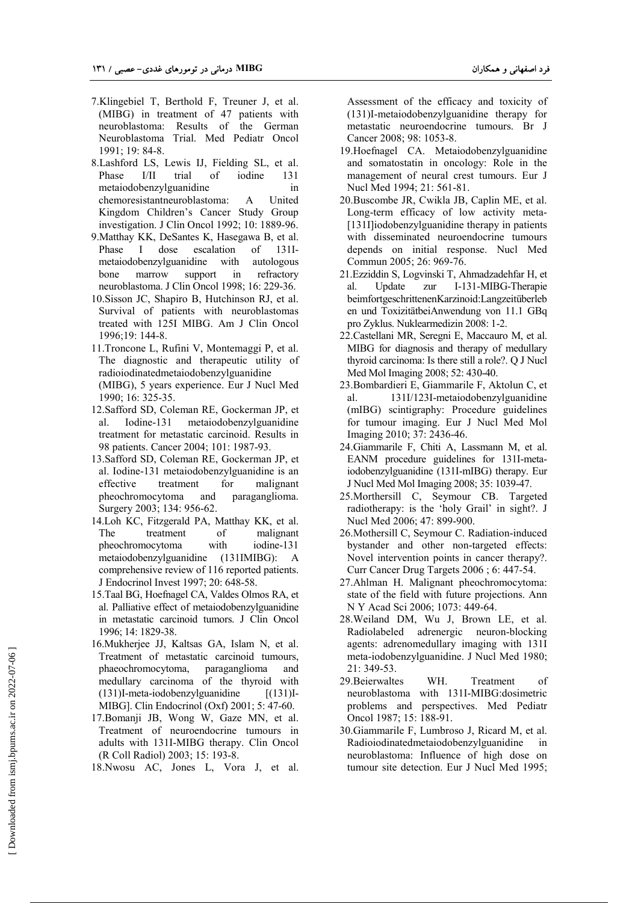7.Klingebiel T, Berthold F, Treuner J, et al. (MIBG) in treatment of 47 patients with neuroblastoma: Results of the German Neuroblastoma Trial. Med Pediatr Oncol 1991; 19: 84-8.

8.Lashford LS, Lewis IJ, Fielding SL, et al. Phase I/II trial of iodine 131 metaiodobenzylguanidine in chemoresistantneuroblastoma: A United Kingdom Children's Cancer Study Group investigation. J Clin Oncol 1992; 10: 1889-96.

9.Matthay KK, DeSantes K, Hasegawa B, et al. Phase I dose escalation of 131I-metaiodobenzylguanidine with autologous bone marrow support in refractory neuroblastoma. J Clin Oncol 1998; 16: 229-36.

10.Sisson JC, Shapiro B, Hutchinson RJ, et al. Survival of patients with neuroblastomas treated with 125I MIBG. Am J Clin Oncol 1996;19: 144-8.

11.Troncone L, Rufini V, Montemaggi P, et al. The diagnostic and therapeutic utility of radioiodinatedmetaiodobenzylguanidine (MIBG), 5 years experience. Eur J Nucl Med 1990; 16: 325-35.

12.Safford SD, Coleman RE, Gockerman JP, et al. Iodine-131 metaiodobenzylguanidine treatment for metastatic carcinoid. Results in 98 patients. Cancer 2004; 101: 1987-93.

13.Safford SD, Coleman RE, Gockerman JP, et al. Iodine-131 metaiodobenzylguanidine is an effective treatment for malignant pheochromocytoma and paraganglioma. Surgery 2003; 134: 956-62.

14.Loh KC, Fitzgerald PA, Matthay KK, et al. The treatment of malignant pheochromocytoma with iodine-131 metaiodobenzylguanidine (131IMIBG): A comprehensive review of 116 reported patients. J Endocrinol Invest 1997; 20: 648-58.

15.Taal BG, Hoefnagel CA, Valdes Olmos RA, et al. Palliative effect of metaiodobenzylguanidine in metastatic carcinoid tumors. J Clin Oncol 1996; 14: 1829-38.

16.Mukherjee JJ, Kaltsas GA, Islam N, et al. Treatment of metastatic carcinoid tumours, phaeochromocytoma, paraganglioma and medullary carcinoma of the thyroid with (131)I-meta-iodobenzylguanidine [(131)I-MIBG]. Clin Endocrinol (Oxf) 2001; 5: 47-60.

17.Bomanji JB, Wong W, Gaze MN, et al. Treatment of neuroendocrine tumours in adults with 131I-MIBG therapy. Clin Oncol (R Coll Radiol) 2003; 15: 193-8.

18.Nwosu AC, Jones L, Vora J, et al. Assessment of the efficacy and toxicity of (131)I-metaiodobenzylguanidine therapy for metastatic neuroendocrine tumours. Br J Cancer 2008; 98: 1053-8.

19.Hoefnagel CA. Metaiodobenzylguanidine and somatostatin in oncology: Role in the management of neural crest tumours. Eur J Nucl Med 1994; 21: 561-81.

20.Buscombe JR, Cwikla JB, Caplin ME, et al. Long-term efficacy of low activity meta-[131I]iodobenzylguanidine therapy in patients with disseminated neuroendocrine tumours depends on initial response. Nucl Med Commun 2005; 26: 969-76.

21.Ezziddin S, Logvinski T, Ahmadzadehfar H, et al. Update zur I-131-MIBG-Therapie beimfortgeschrittenenKarzinoid:Langzeitüberleben und ToxizitätbeiAnwendung von 11.1 GBq pro Zyklus. Nuklearmedizin 2008: 1-2.

22.Castellani MR, Seregni E, Maccauro M, et al. MIBG for diagnosis and therapy of medullary thyroid carcinoma: Is there still a role?. Q J Nucl Med Mol Imaging 2008; 52: 430-40.

23.Bombardieri E, Giammarile F, Aktolun C, et al. 131I/123I-metaiodobenzylguanidine (mIBG) scintigraphy: Procedure guidelines for tumour imaging. Eur J Nucl Med Mol Imaging 2010; 37: 2436-46.

24.Giammarile F, Chiti A, Lassmann M, et al. EANM procedure guidelines for 131I-meta-iodobenzylguanidine (131I-mIBG) therapy. Eur J Nucl Med Mol Imaging 2008; 35: 1039-47.

25.Morthersill C, Seymour CB. Targeted radiotherapy: is the 'holy Grail' in sight?. J Nucl Med 2006; 47: 899-900.

26.Mothersill C, Seymour C. Radiation-induced bystander and other non-targeted effects: Novel intervention points in cancer therapy?. Curr Cancer Drug Targets 2006 ; 6: 447-54.

27.Ahlman H. Malignant pheochromocytoma: state of the field with future projections. Ann N Y Acad Sci 2006; 1073: 449-64.

28.Weiland DM, Wu J, Brown LE, et al. Radiolabeled adrenergic neuron-blocking agents: adrenomedullary imaging with 131I meta-iodobenzylguanidine. J Nucl Med 1980; 21: 349-53.

29.Beierwaltes WH. Treatment of neuroblastoma with 131I-MIBG:dosimetric problems and perspectives. Med Pediatr Oncol 1987; 15: 188-91.

30.Giammarile F, Lumbroso J, Ricard M, et al. Radioiodinatedmetaiodobenzylguanidine in neuroblastoma: Influence of high dose on tumour site detection. Eur J Nucl Med 1995;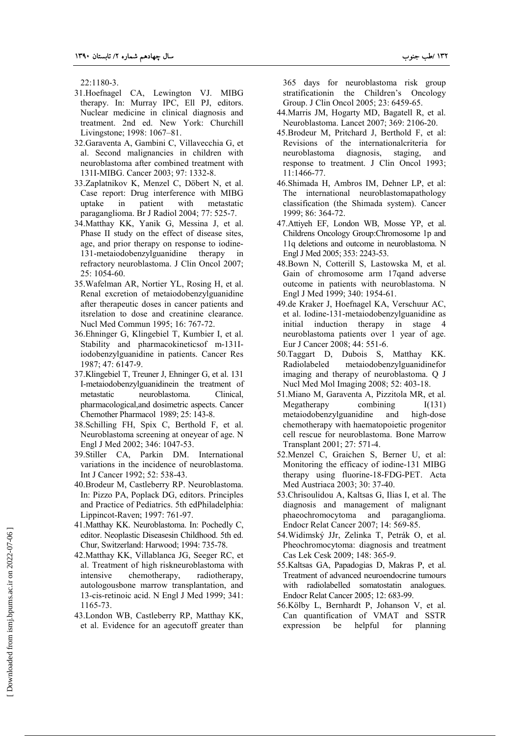22:1180-3.

31. Hoefnagel CA, Lewington VJ. MIBG therapy. In: Murray IPC, Ell PJ, editors. Nuclear medicine in clinical diagnosis and treatment. 2nd ed. New York: Churchill Livingstone; 1998: 1067–81.
32. Garaventa A, Gambini C, Villavecchia G, et al. Second malignancies in children with neuroblastoma after combined treatment with 131I-MIBG. Cancer 2003; 97: 1332-8.
33. Zaplatnikov K, Menzel C, Döbert N, et al. Case report: Drug interference with MIBG uptake in patient with metastatic paraganglioma. Br J Radiol 2004; 77: 525-7.
34. Matthay KK, Yanik G, Messina J, et al. Phase II study on the effect of disease sites, age, and prior therapy on response to iodine-131-metaiodobenzylguanidine therapy in refractory neuroblastoma. J Clin Oncol 2007; 25: 1054-60.
35. Wafelman AR, Nortier YL, Rosing H, et al. Renal excretion of metaiodobenzylguanidine after therapeutic doses in cancer patients and itsrelation to dose and creatinine clearance. Nucl Med Commun 1995; 16: 767-72.
36. Ehninger G, Klingebiel T, Kumbier I, et al. Stability and pharmacokineticsof m-131I-iodobenzylguanidine in patients. Cancer Res 1987; 47: 6147-9.
37. Klingebiel T, Treuner J, Ehninger G, et al. 131 I-metaiodobenzylguanidinein the treatment of metastatic neuroblastoma. Clinical, pharmacological,and dosimetric aspects. Cancer Chemother Pharmacol 1989; 25: 143-8.
38. Schilling FH, Spix C, Berthold F, et al. Neuroblastoma screening at oneyear of age. N Engl J Med 2002; 346: 1047-53.
39. Stiller CA, Parkin DM. International variations in the incidence of neuroblastoma. Int J Cancer 1992; 52: 538-43.
40. Brodeur M, Castleberry RP. Neuroblastoma. In: Pizzo PA, Poplack DG, editors. Principles and Practice of Pediatrics. 5th edPhiladelphia: Lippincot-Raven; 1997: 761-97.
41. Matthay KK. Neuroblastoma. In: Pochedly C, editor. Neoplastic Diseasesin Childhood. 5th ed. Chur, Switzerland: Harwood; 1994: 735-78.
42. Matthay KK, Villablanca JG, Seeger RC, et al. Treatment of high riskneuroblastoma with intensive chemotherapy, radiotherapy, autologousbone marrow transplantation, and 13-cis-retinoic acid. N Engl J Med 1999; 341: 1165-73.
43. London WB, Castleberry RP, Matthay KK, et al. Evidence for an agecutoff greater than 365 days for neuroblastoma risk group stratificationin the Children's Oncology Group. J Clin Oncol 2005; 23: 6459-65.
44. Marris JM, Hogarty MD, Bagatell R, et al. Neuroblastoma. Lancet 2007; 369: 2106-20.
45. Brodeur M, Pritchard J, Berthold F, et al: Revisions of the internationalcriteria for neuroblastoma diagnosis, staging, and response to treatment. J Clin Oncol 1993; 11:1466-77.
46. Shimada H, Ambros IM, Dehner LP, et al: The international neuroblastomapathology classification (the Shimada system). Cancer 1999; 86: 364-72.
47. Attiyeh EF, London WB, Mosse YP, et al. Childrens Oncology Group:Chromosome 1p and 11q deletions and outcome in neuroblastoma. N Engl J Med 2005; 353: 2243-53.
48. Bown N, Cotterill S, Lastowska M, et al. Gain of chromosome arm 17qand adverse outcome in patients with neuroblastoma. N Engl J Med 1999; 340: 1954-61.
49. de Kraker J, Hoefnagel KA, Verschuur AC, et al. Iodine-131-metaiodobenzylguanidine as initial induction therapy in stage 4 neuroblastoma patients over 1 year of age. Eur J Cancer 2008; 44: 551-6.
50. Taggart D, Dubois S, Matthay KK. Radiolabeled metaiodobenzylguanidinefor imaging and therapy of neuroblastoma. Q J Nucl Med Mol Imaging 2008; 52: 403-18.
51. Miano M, Garaventa A, Pizzitola MR, et al. Megatherapy combining I(131) metaiodobenzylguanidine and high-dose chemotherapy with haematopoietic progenitor cell rescue for neuroblastoma. Bone Marrow Transplant 2001; 27: 571-4.
52. Menzel C, Graichen S, Berner U, et al: Monitoring the efficacy of iodine-131 MIBG therapy using fluorine-18-FDG-PET. Acta Med Austriaca 2003; 30: 37-40.
53. Chrisoulidou A, Kaltsas G, Ilias I, et al. The diagnosis and management of malignant phaeochromocytoma and paraganglioma. Endocr Relat Cancer 2007; 14: 569-85.
54. Widimský JJr, Zelinka T, Petrák O, et al. Pheochromocytoma: diagnosis and treatment Cas Lek Cesk 2009; 148: 365-9.
55. Kaltsas GA, Papadogias D, Makras P, et al. Treatment of advanced neuroendocrine tumours with radiolabelled somatostatin analogues. Endocr Relat Cancer 2005; 12: 683-99.
56. Kölby L, Bernhardt P, Johanson V, et al. Can quantification of VMAT and SSTR expression be helpful for planning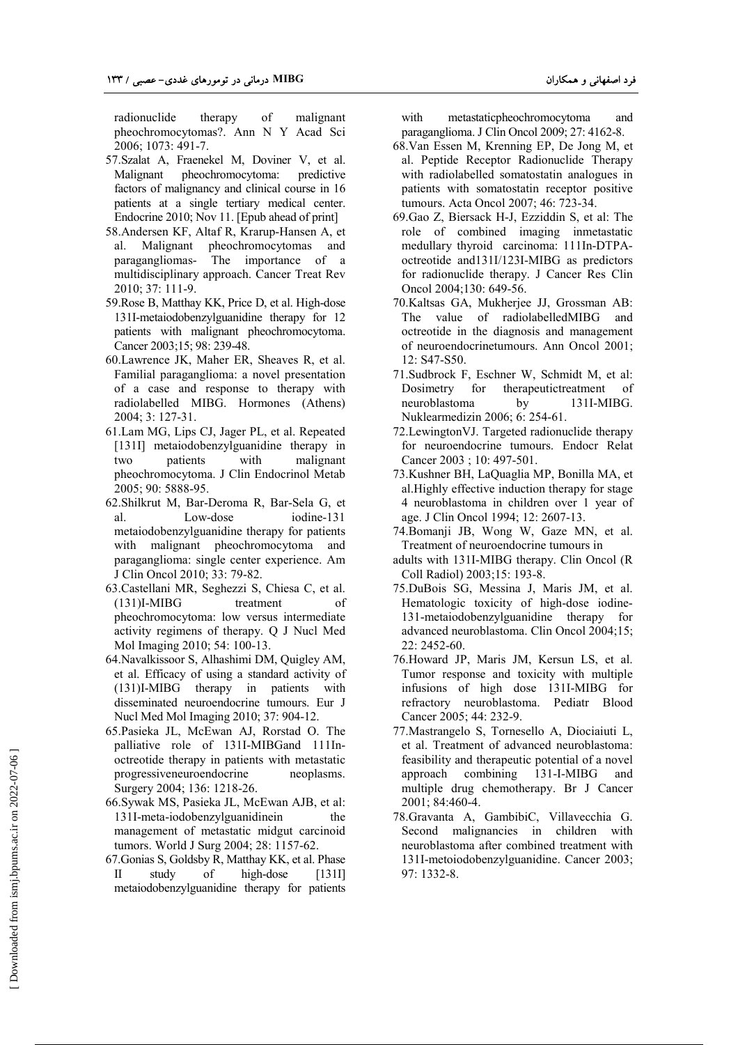radionuclide therapy of malignant pheochromocytomas?. Ann N Y Acad Sci 2006; 1073: 491-7.

57. Szalat A, Fraenekel M, Doviner V, et al. Malignant pheochromocytoma: predictive factors of malignancy and clinical course in 16 patients at a single tertiary medical center. Endocrine 2010; Nov 11. [Epub ahead of print]

58. Andersen KF, Altaf R, Krarup-Hansen A, et al. Malignant pheochromocytomas and paragangliomas- The importance of a multidisciplinary approach. Cancer Treat Rev 2010; 37: 111-9.

59. Rose B, Matthay KK, Price D, et al. High-dose 131I-metaiodobenzylguanidine therapy for 12 patients with malignant pheochromocytoma. Cancer 2003;15; 98: 239-48.

60. Lawrence JK, Maher ER, Sheaves R, et al. Familial paraganglioma: a novel presentation of a case and response to therapy with radiolabelled MIBG. Hormones (Athens) 2004; 3: 127-31.

61. Lam MG, Lips CJ, Jager PL, et al. Repeated [131I] metaiodobenzylguanidine therapy in two patients with malignant pheochromocytoma. J Clin Endocrinol Metab 2005; 90: 5888-95.

62. Shilkrut M, Bar-Deroma R, Bar-Sela G, et al. Low-dose iodine-131 metaiodobenzylguanidine therapy for patients with malignant pheochromocytoma and paraganglioma: single center experience. Am J Clin Oncol 2010; 33: 79-82.

63. Castellani MR, Seghezzi S, Chiesa C, et al. (131)I-MIBG treatment of pheochromocytoma: low versus intermediate activity regimens of therapy. Q J Nucl Med Mol Imaging 2010; 54: 100-13.

64. Navalkissoor S, Alhashimi DM, Quigley AM, et al. Efficacy of using a standard activity of (131)I-MIBG therapy in patients with disseminated neuroendocrine tumours. Eur J Nucl Med Mol Imaging 2010; 37: 904-12.

65. Pasieka JL, McEwan AJ, Rorstad O. The palliative role of 131I-MIBGand 111In-octreotide therapy in patients with metastatic progressiveneuroendocrine neoplasms. Surgery 2004; 136: 1218-26.

66. Sywak MS, Pasieka JL, McEwan AJB, et al: 131I-meta-iodobenzylguanidinein the management of metastatic midgut carcinoid tumors. World J Surg 2004; 28: 1157-62.

67. Gonias S, Goldsby R, Matthay KK, et al. Phase II study of high-dose [131I] metaiodobenzylguanidine therapy for patients with metastaticpheochromocytoma and paraganglioma. J Clin Oncol 2009; 27: 4162-8.

68. Van Essen M, Krenning EP, De Jong M, et al. Peptide Receptor Radionuclide Therapy with radiolabelled somatostatin analogues in patients with somatostatin receptor positive tumours. Acta Oncol 2007; 46: 723-34.

69. Gao Z, Biersack H-J, Ezziddin S, et al: The role of combined imaging inmetastatic medullary thyroid carcinoma: 111In-DTPA-octreotide and131I/123I-MIBG as predictors for radionuclide therapy. J Cancer Res Clin Oncol 2004;130: 649-56.

70. Kaltsas GA, Mukherjee JJ, Grossman AB: The value of radiolabelledMIBG and octreotide in the diagnosis and management of neuroendocrinetumours. Ann Oncol 2001; 12: S47-S50.

71. Sudbrock F, Eschner W, Schmidt M, et al: Dosimetry for therapeutictreatment of neuroblastoma by 131I-MIBG. Nuklearmedizin 2006; 6: 254-61.

72. LewingtonVJ. Targeted radionuclide therapy for neuroendocrine tumours. Endocr Relat Cancer 2003 ; 10: 497-501.

73. Kushner BH, LaQuaglia MP, Bonilla MA, et al.Highly effective induction therapy for stage 4 neuroblastoma in children over 1 year of age. J Clin Oncol 1994; 12: 2607-13.

74. Bomanji JB, Wong W, Gaze MN, et al. Treatment of neuroendocrine tumours in adults with 131I-MIBG therapy. Clin Oncol (R Coll Radiol) 2003;15: 193-8.

75. DuBois SG, Messina J, Maris JM, et al. Hematologic toxicity of high-dose iodine-131-metaiodobenzylguanidine therapy for advanced neuroblastoma. Clin Oncol 2004;15; 22: 2452-60.

76. Howard JP, Maris JM, Kersun LS, et al. Tumor response and toxicity with multiple infusions of high dose 131I-MIBG for refractory neuroblastoma. Pediatr Blood Cancer 2005; 44: 232-9.

77. Mastrangelo S, Tornesello A, Diociaiuti L, et al. Treatment of advanced neuroblastoma: feasibility and therapeutic potential of a novel approach combining 131-I-MIBG and multiple drug chemotherapy. Br J Cancer 2001; 84:460-4.

78. Gravanta A, GambibiC, Villavecchia G. Second malignancies in children with neuroblastoma after combined treatment with 131I-metoiodobenzylguanidine. Cancer 2003; 97: 1332-8.